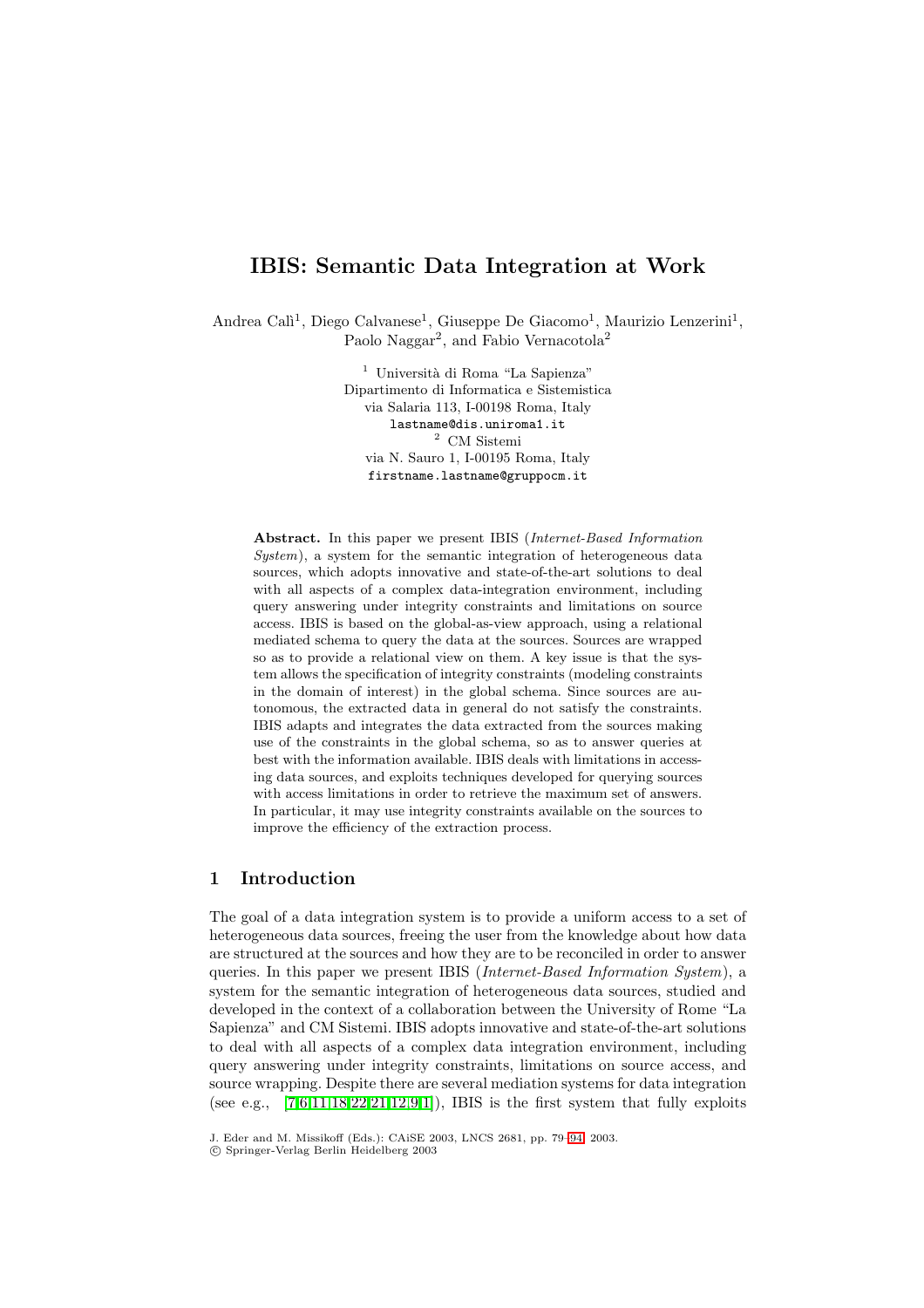# IBIS: Semantic Data Integration at Work

Andrea Calì[1], Diego Calvanese[1], Giuseppe De Giacomo[1], Maurizio Lenzerini[1], Paolo Naggar[2], and Fabio Vernacotola[2]

[1] Università di Roma "La Sapienza"
Dipartimento di Informatica e Sistemistica
via Salaria 113, I-00198 Roma, Italy
lastname@dis.uniroma1.it

[2] CM Sistemi
via N. Sauro 1, I-00195 Roma, Italy
firstname.lastname@gruppocm.it

**Abstract.** In this paper we present IBIS (*Internet-Based Information System*), a system for the semantic integration of heterogeneous data sources, which adopts innovative and state-of-the-art solutions to deal with all aspects of a complex data-integration environment, including query answering under integrity constraints and limitations on source access. IBIS is based on the global-as-view approach, using a relational mediated schema to query the data at the sources. Sources are wrapped so as to provide a relational view on them. A key issue is that the system allows the specification of integrity constraints (modeling constraints in the domain of interest) in the global schema. Since sources are autonomous, the extracted data in general do not satisfy the constraints. IBIS adapts and integrates the data extracted from the sources making use of the constraints in the global schema, so as to answer queries at best with the information available. IBIS deals with limitations in accessing data sources, and exploits techniques developed for querying sources with access limitations in order to retrieve the maximum set of answers. In particular, it may use integrity constraints available on the sources to improve the efficiency of the extraction process.

## 1 Introduction

The goal of a data integration system is to provide a uniform access to a set of heterogeneous data sources, freeing the user from the knowledge about how data are structured at the sources and how they are to be reconciled in order to answer queries. In this paper we present IBIS (*Internet-Based Information System*), a system for the semantic integration of heterogeneous data sources, studied and developed in the context of a collaboration between the University of Rome "La Sapienza" and CM Sistemi. IBIS adopts innovative and state-of-the-art solutions to deal with all aspects of a complex data integration environment, including query answering under integrity constraints, limitations on source access, and source wrapping. Despite there are several mediation systems for data integration (see e.g., [7,6,11,18,22,21,12,9,1]), IBIS is the first system that fully exploits

J. Eder and M. Missikoff (Eds.): CAiSE 2003, LNCS 2681, pp. 79–94, 2003.
© Springer-Verlag Berlin Heidelberg 2003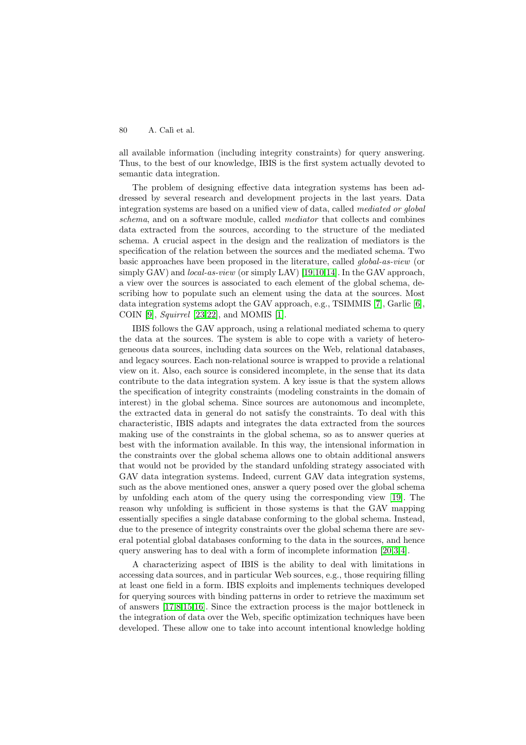all available information (including integrity constraints) for query answering. Thus, to the best of our knowledge, IBIS is the first system actually devoted to semantic data integration.

The problem of designing effective data integration systems has been addressed by several research and development projects in the last years. Data integration systems are based on a unified view of data, called *mediated or global schema*, and on a software module, called *mediator* that collects and combines data extracted from the sources, according to the structure of the mediated schema. A crucial aspect in the design and the realization of mediators is the specification of the relation between the sources and the mediated schema. Two basic approaches have been proposed in the literature, called *global-as-view* (or simply GAV) and *local-as-view* (or simply LAV) [19,10,14]. In the GAV approach, a view over the sources is associated to each element of the global schema, describing how to populate such an element using the data at the sources. Most data integration systems adopt the GAV approach, e.g., TSIMMIS [7], Garlic [6], COIN [9], *Squirrel* [23,22], and MOMIS [1].

IBIS follows the GAV approach, using a relational mediated schema to query the data at the sources. The system is able to cope with a variety of heterogeneous data sources, including data sources on the Web, relational databases, and legacy sources. Each non-relational source is wrapped to provide a relational view on it. Also, each source is considered incomplete, in the sense that its data contribute to the data integration system. A key issue is that the system allows the specification of integrity constraints (modeling constraints in the domain of interest) in the global schema. Since sources are autonomous and incomplete, the extracted data in general do not satisfy the constraints. To deal with this characteristic, IBIS adapts and integrates the data extracted from the sources making use of the constraints in the global schema, so as to answer queries at best with the information available. In this way, the intensional information in the constraints over the global schema allows one to obtain additional answers that would not be provided by the standard unfolding strategy associated with GAV data integration systems. Indeed, current GAV data integration systems, such as the above mentioned ones, answer a query posed over the global schema by unfolding each atom of the query using the corresponding view [19]. The reason why unfolding is sufficient in those systems is that the GAV mapping essentially specifies a single database conforming to the global schema. Instead, due to the presence of integrity constraints over the global schema there are several potential global databases conforming to the data in the sources, and hence query answering has to deal with a form of incomplete information [20,3,4].

A characterizing aspect of IBIS is the ability to deal with limitations in accessing data sources, and in particular Web sources, e.g., those requiring filling at least one field in a form. IBIS exploits and implements techniques developed for querying sources with binding patterns in order to retrieve the maximum set of answers [17,8,15,16]. Since the extraction process is the major bottleneck in the integration of data over the Web, specific optimization techniques have been developed. These allow one to take into account intentional knowledge holding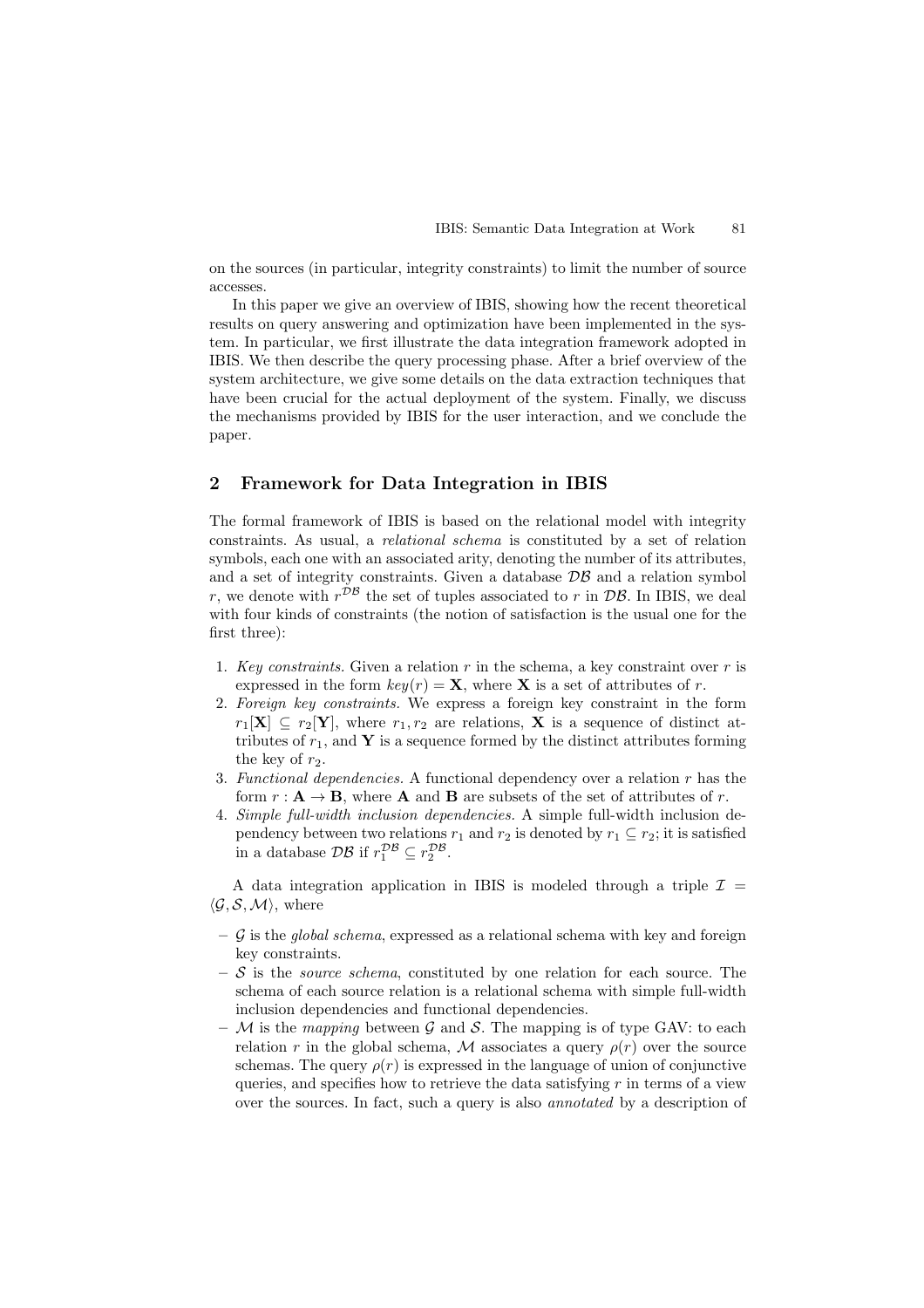on the sources (in particular, integrity constraints) to limit the number of source accesses.

In this paper we give an overview of IBIS, showing how the recent theoretical results on query answering and optimization have been implemented in the system. In particular, we first illustrate the data integration framework adopted in IBIS. We then describe the query processing phase. After a brief overview of the system architecture, we give some details on the data extraction techniques that have been crucial for the actual deployment of the system. Finally, we discuss the mechanisms provided by IBIS for the user interaction, and we conclude the paper.

## 2 Framework for Data Integration in IBIS

The formal framework of IBIS is based on the relational model with integrity constraints. As usual, a *relational schema* is constituted by a set of relation symbols, each one with an associated arity, denoting the number of its attributes, and a set of integrity constraints. Given a database $\mathcal{DB}$ and a relation symbol $r$, we denote with $r^{\mathcal{DB}}$ the set of tuples associated to $r$ in $\mathcal{DB}$. In IBIS, we deal with four kinds of constraints (the notion of satisfaction is the usual one for the first three):

1. *Key constraints.* Given a relation $r$ in the schema, a key constraint over $r$ is expressed in the form $key(r) = \mathbf{X}$, where $\mathbf{X}$ is a set of attributes of $r$.
2. *Foreign key constraints.* We express a foreign key constraint in the form $r_1[\mathbf{X}] \subseteq r_2[\mathbf{Y}]$, where $r_1, r_2$ are relations, $\mathbf{X}$ is a sequence of distinct attributes of $r_1$, and $\mathbf{Y}$ is a sequence formed by the distinct attributes forming the key of $r_2$.
3. *Functional dependencies.* A functional dependency over a relation $r$ has the form $r : \mathbf{A} \to \mathbf{B}$, where $\mathbf{A}$ and $\mathbf{B}$ are subsets of the set of attributes of $r$.
4. *Simple full-width inclusion dependencies.* A simple full-width inclusion dependency between two relations $r_1$ and $r_2$ is denoted by $r_1 \subseteq r_2$; it is satisfied in a database $\mathcal{DB}$ if $r_1^{\mathcal{DB}} \subseteq r_2^{\mathcal{DB}}$.

A data integration application in IBIS is modeled through a triple $\mathcal{I} = \langle \mathcal{G}, \mathcal{S}, \mathcal{M} \rangle$, where

- $\mathcal{G}$ is the *global schema*, expressed as a relational schema with key and foreign key constraints.
- $\mathcal{S}$ is the *source schema*, constituted by one relation for each source. The schema of each source relation is a relational schema with simple full-width inclusion dependencies and functional dependencies.
- $\mathcal{M}$ is the *mapping* between $\mathcal{G}$ and $\mathcal{S}$. The mapping is of type GAV: to each relation $r$ in the global schema, $\mathcal{M}$ associates a query $\rho(r)$ over the source schemas. The query $\rho(r)$ is expressed in the language of union of conjunctive queries, and specifies how to retrieve the data satisfying $r$ in terms of a view over the sources. In fact, such a query is also *annotated* by a description of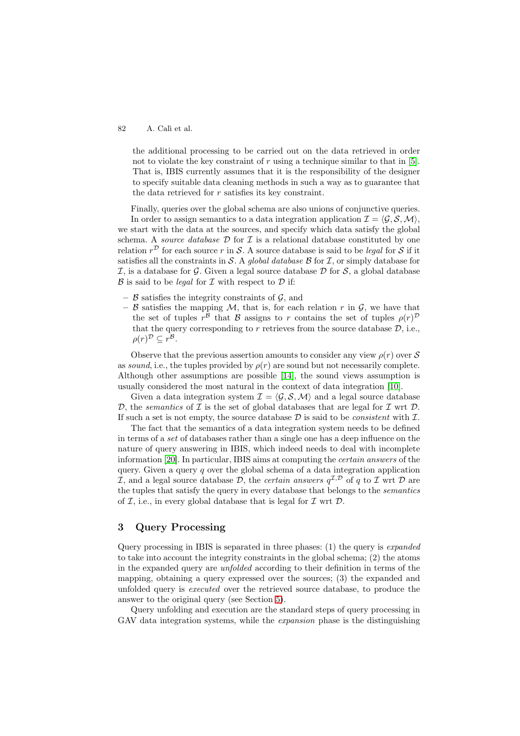the additional processing to be carried out on the data retrieved in order not to violate the key constraint of $r$ using a technique similar to that in [5]. That is, IBIS currently assumes that it is the responsibility of the designer to specify suitable data cleaning methods in such a way as to guarantee that the data retrieved for $r$ satisfies its key constraint.

Finally, queries over the global schema are also unions of conjunctive queries.

In order to assign semantics to a data integration application $\mathcal{I} = \langle \mathcal{G}, \mathcal{S}, \mathcal{M} \rangle$, we start with the data at the sources, and specify which data satisfy the global schema. A *source database* $\mathcal{D}$ for $\mathcal{I}$ is a relational database constituted by one relation $r^{\mathcal{D}}$ for each source $r$ in $\mathcal{S}$. A source database is said to be *legal* for $\mathcal{S}$ if it satisfies all the constraints in $\mathcal{S}$. A *global database* $\mathcal{B}$ for $\mathcal{I}$, or simply database for $\mathcal{I}$, is a database for $\mathcal{G}$. Given a legal source database $\mathcal{D}$ for $\mathcal{S}$, a global database $\mathcal{B}$ is said to be *legal* for $\mathcal{I}$ with respect to $\mathcal{D}$ if:

- $\mathcal{B}$ satisfies the integrity constraints of $\mathcal{G}$, and
- $\mathcal{B}$ satisfies the mapping $\mathcal{M}$, that is, for each relation $r$ in $\mathcal{G}$, we have that the set of tuples $r^{\mathcal{B}}$ that $\mathcal{B}$ assigns to $r$ contains the set of tuples $\rho(r)^{\mathcal{D}}$ that the query corresponding to $r$ retrieves from the source database $\mathcal{D}$, i.e., $\rho(r)^{\mathcal{D}} \subseteq r^{\mathcal{B}}$.

Observe that the previous assertion amounts to consider any view $\rho(r)$ over $\mathcal{S}$ as *sound*, i.e., the tuples provided by $\rho(r)$ are sound but not necessarily complete. Although other assumptions are possible [14], the sound views assumption is usually considered the most natural in the context of data integration [10].

Given a data integration system $\mathcal{I} = \langle \mathcal{G}, \mathcal{S}, \mathcal{M} \rangle$ and a legal source database $\mathcal{D}$, the *semantics* of $\mathcal{I}$ is the set of global databases that are legal for $\mathcal{I}$ wrt $\mathcal{D}$. If such a set is not empty, the source database $\mathcal{D}$ is said to be *consistent* with $\mathcal{I}$.

The fact that the semantics of a data integration system needs to be defined in terms of a *set* of databases rather than a single one has a deep influence on the nature of query answering in IBIS, which indeed needs to deal with incomplete information [20]. In particular, IBIS aims at computing the *certain answers* of the query. Given a query $q$ over the global schema of a data integration application $\mathcal{I}$, and a legal source database $\mathcal{D}$, the *certain answers* $q^{\mathcal{I},\mathcal{D}}$ of $q$ to $\mathcal{I}$ wrt $\mathcal{D}$ are the tuples that satisfy the query in every database that belongs to the *semantics* of $\mathcal{I}$, i.e., in every global database that is legal for $\mathcal{I}$ wrt $\mathcal{D}$.

## 3 Query Processing

Query processing in IBIS is separated in three phases: (1) the query is *expanded* to take into account the integrity constraints in the global schema; (2) the atoms in the expanded query are *unfolded* according to their definition in terms of the mapping, obtaining a query expressed over the sources; (3) the expanded and unfolded query is *executed* over the retrieved source database, to produce the answer to the original query (see Section 5).

Query unfolding and execution are the standard steps of query processing in GAV data integration systems, while the *expansion* phase is the distinguishing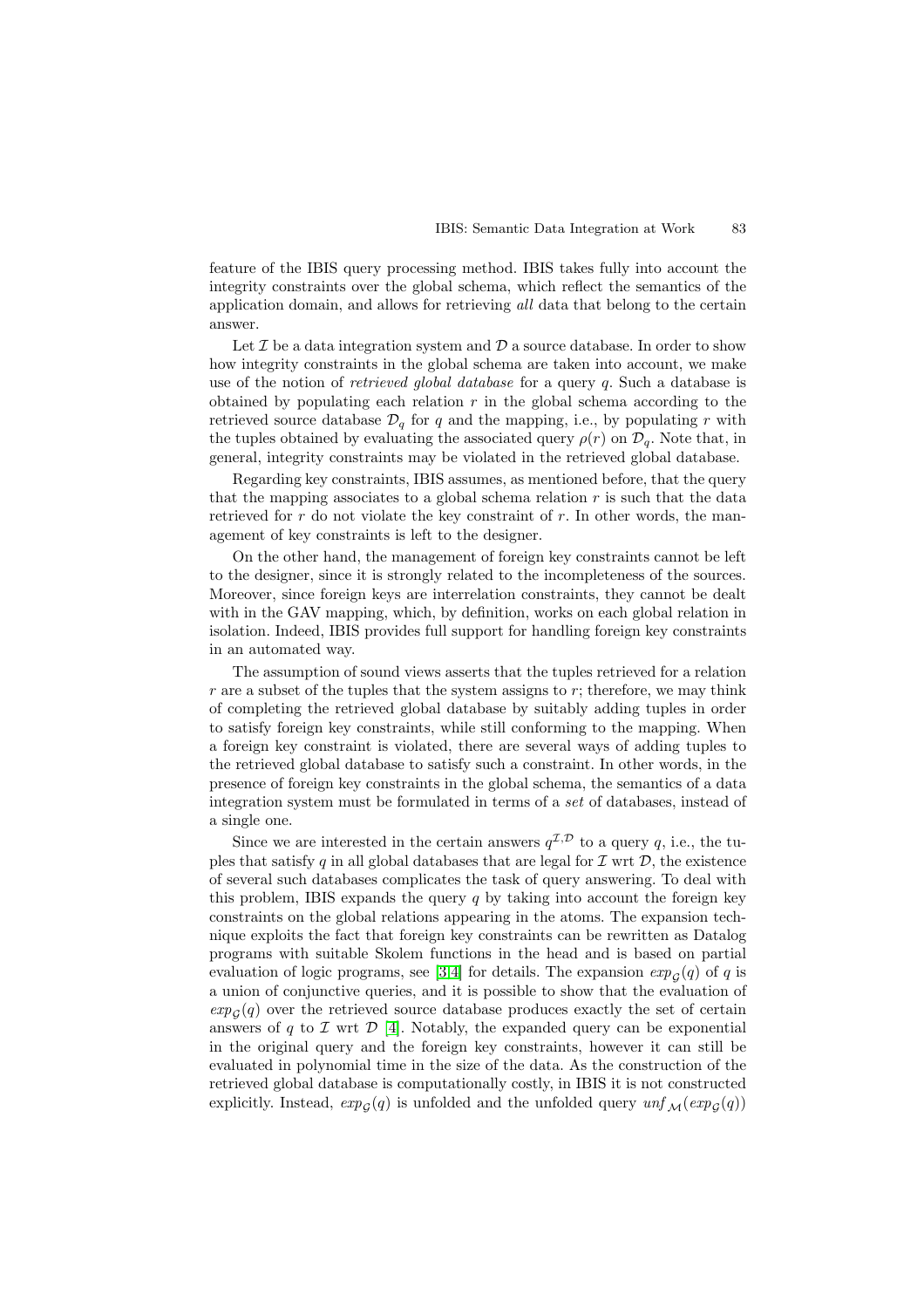feature of the IBIS query processing method. IBIS takes fully into account the integrity constraints over the global schema, which reflect the semantics of the application domain, and allows for retrieving *all* data that belong to the certain answer.

Let $\mathcal{I}$ be a data integration system and $\mathcal{D}$ a source database. In order to show how integrity constraints in the global schema are taken into account, we make use of the notion of *retrieved global database* for a query $q$. Such a database is obtained by populating each relation $r$ in the global schema according to the retrieved source database $\mathcal{D}_q$ for $q$ and the mapping, i.e., by populating $r$ with the tuples obtained by evaluating the associated query $\rho(r)$ on $\mathcal{D}_q$. Note that, in general, integrity constraints may be violated in the retrieved global database.

Regarding key constraints, IBIS assumes, as mentioned before, that the query that the mapping associates to a global schema relation $r$ is such that the data retrieved for $r$ do not violate the key constraint of $r$. In other words, the management of key constraints is left to the designer.

On the other hand, the management of foreign key constraints cannot be left to the designer, since it is strongly related to the incompleteness of the sources. Moreover, since foreign keys are interrelation constraints, they cannot be dealt with in the GAV mapping, which, by definition, works on each global relation in isolation. Indeed, IBIS provides full support for handling foreign key constraints in an automated way.

The assumption of sound views asserts that the tuples retrieved for a relation $r$ are a subset of the tuples that the system assigns to $r$; therefore, we may think of completing the retrieved global database by suitably adding tuples in order to satisfy foreign key constraints, while still conforming to the mapping. When a foreign key constraint is violated, there are several ways of adding tuples to the retrieved global database to satisfy such a constraint. In other words, in the presence of foreign key constraints in the global schema, the semantics of a data integration system must be formulated in terms of a *set* of databases, instead of a single one.

Since we are interested in the certain answers $q^{\mathcal{I},\mathcal{D}}$ to a query $q$, i.e., the tuples that satisfy $q$ in all global databases that are legal for $\mathcal{I}$ wrt $\mathcal{D}$, the existence of several such databases complicates the task of query answering. To deal with this problem, IBIS expands the query $q$ by taking into account the foreign key constraints on the global relations appearing in the atoms. The expansion technique exploits the fact that foreign key constraints can be rewritten as Datalog programs with suitable Skolem functions in the head and is based on partial evaluation of logic programs, see [3,4] for details. The expansion $exp_{\mathcal{G}}(q)$ of $q$ is a union of conjunctive queries, and it is possible to show that the evaluation of $exp_{\mathcal{G}}(q)$ over the retrieved source database produces exactly the set of certain answers of $q$ to $\mathcal{I}$ wrt $\mathcal{D}$ [4]. Notably, the expanded query can be exponential in the original query and the foreign key constraints, however it can still be evaluated in polynomial time in the size of the data. As the construction of the retrieved global database is computationally costly, in IBIS it is not constructed explicitly. Instead, $exp_{\mathcal{G}}(q)$ is unfolded and the unfolded query $unf_{\mathcal{M}}(exp_{\mathcal{G}}(q))$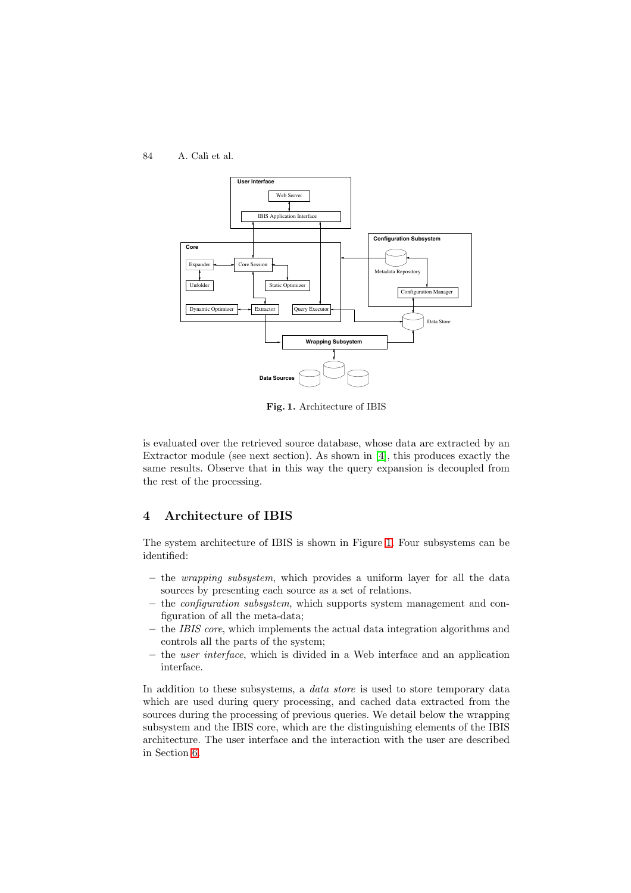Fig. 1. Architecture of IBIS

is evaluated over the retrieved source database, whose data are extracted by an Extractor module (see next section). As shown in [4], this produces exactly the same results. Observe that in this way the query expansion is decoupled from the rest of the processing.

## 4 Architecture of IBIS

The system architecture of IBIS is shown in Figure 1. Four subsystems can be identified:

- the *wrapping subsystem*, which provides a uniform layer for all the data sources by presenting each source as a set of relations.
- the *configuration subsystem*, which supports system management and configuration of all the meta-data;
- the *IBIS core*, which implements the actual data integration algorithms and controls all the parts of the system;
- the *user interface*, which is divided in a Web interface and an application interface.

In addition to these subsystems, a *data store* is used to store temporary data which are used during query processing, and cached data extracted from the sources during the processing of previous queries. We detail below the wrapping subsystem and the IBIS core, which are the distinguishing elements of the IBIS architecture. The user interface and the interaction with the user are described in Section 6.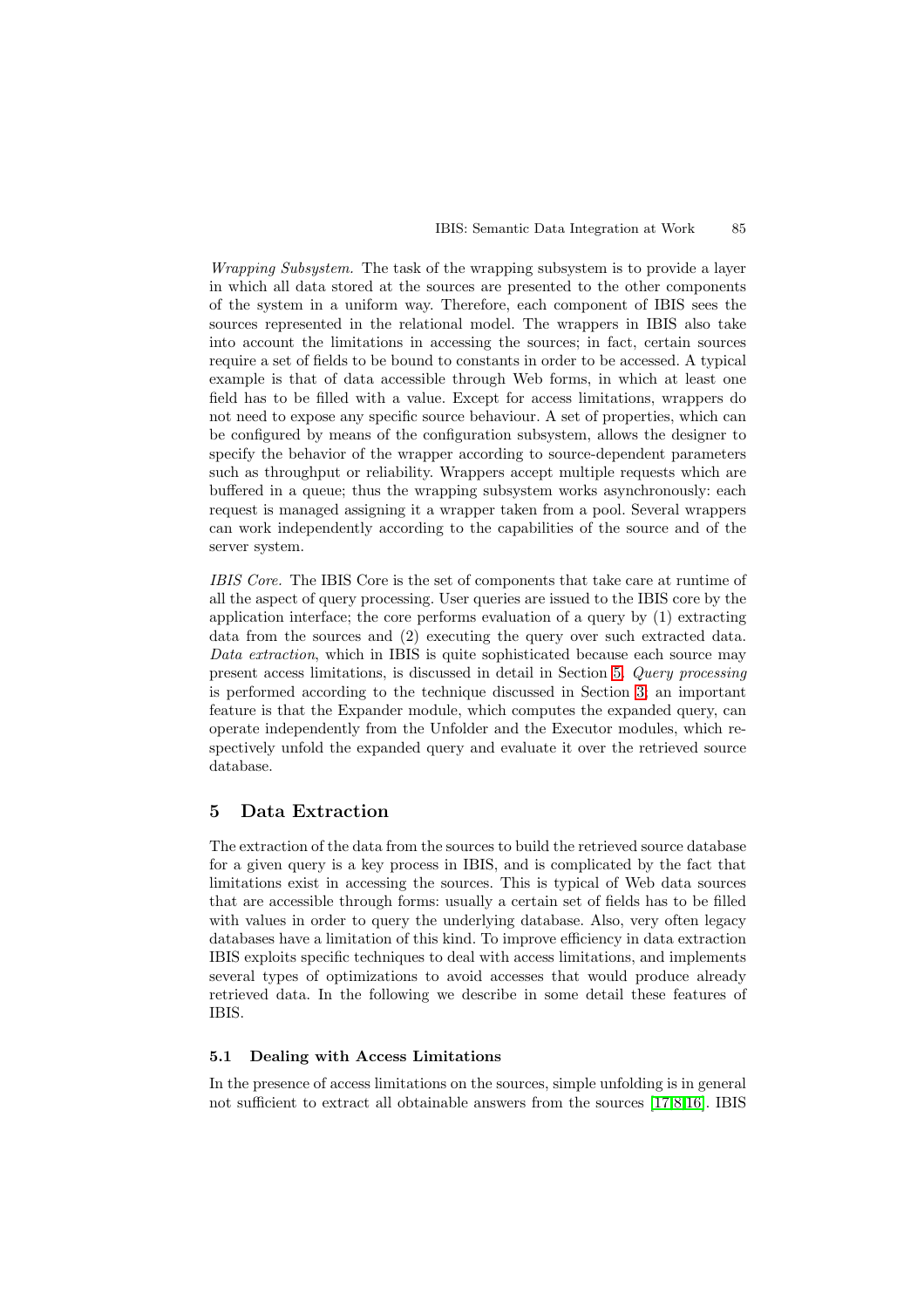*Wrapping Subsystem.* The task of the wrapping subsystem is to provide a layer in which all data stored at the sources are presented to the other components of the system in a uniform way. Therefore, each component of IBIS sees the sources represented in the relational model. The wrappers in IBIS also take into account the limitations in accessing the sources; in fact, certain sources require a set of fields to be bound to constants in order to be accessed. A typical example is that of data accessible through Web forms, in which at least one field has to be filled with a value. Except for access limitations, wrappers do not need to expose any specific source behaviour. A set of properties, which can be configured by means of the configuration subsystem, allows the designer to specify the behavior of the wrapper according to source-dependent parameters such as throughput or reliability. Wrappers accept multiple requests which are buffered in a queue; thus the wrapping subsystem works asynchronously: each request is managed assigning it a wrapper taken from a pool. Several wrappers can work independently according to the capabilities of the source and of the server system.

*IBIS Core.* The IBIS Core is the set of components that take care at runtime of all the aspect of query processing. User queries are issued to the IBIS core by the application interface; the core performs evaluation of a query by (1) extracting data from the sources and (2) executing the query over such extracted data. *Data extraction*, which in IBIS is quite sophisticated because each source may present access limitations, is discussed in detail in Section 5. *Query processing* is performed according to the technique discussed in Section 3; an important feature is that the Expander module, which computes the expanded query, can operate independently from the Unfolder and the Executor modules, which respectively unfold the expanded query and evaluate it over the retrieved source database.

## 5 Data Extraction

The extraction of the data from the sources to build the retrieved source database for a given query is a key process in IBIS, and is complicated by the fact that limitations exist in accessing the sources. This is typical of Web data sources that are accessible through forms: usually a certain set of fields has to be filled with values in order to query the underlying database. Also, very often legacy databases have a limitation of this kind. To improve efficiency in data extraction IBIS exploits specific techniques to deal with access limitations, and implements several types of optimizations to avoid accesses that would produce already retrieved data. In the following we describe in some detail these features of IBIS.

### 5.1 Dealing with Access Limitations

In the presence of access limitations on the sources, simple unfolding is in general not sufficient to extract all obtainable answers from the sources [17,8,16]. IBIS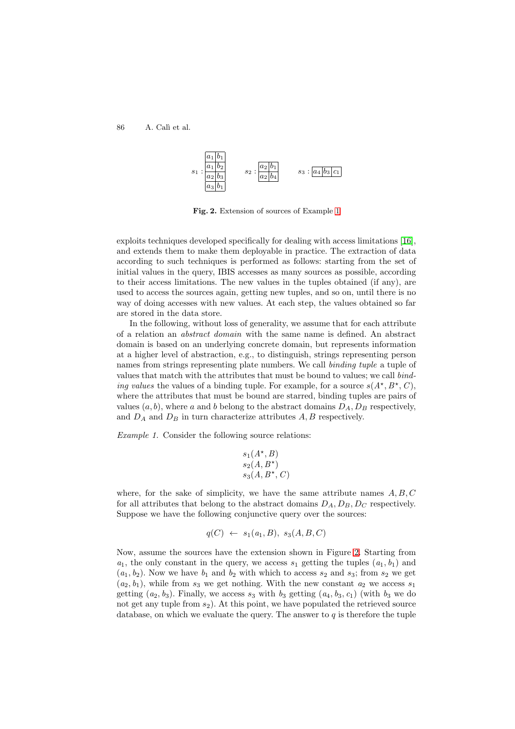$s_1$ :

| | |
|---|---|
| $a_1$ | $b_1$ |
| $a_1$ | $b_2$ |
| $a_2$ | $b_3$ |
| $a_3$ | $b_1$ |

$s_2$ :

| | |
|---|---|
| $a_2$ | $b_1$ |
| $a_2$ | $b_4$ |

$s_3$ :

| | | |
|---|---|---|
| $a_4$ | $b_3$ | $c_1$ |

**Fig. 2.** Extension of sources of Example 1

exploits techniques developed specifically for dealing with access limitations [16], and extends them to make them deployable in practice. The extraction of data according to such techniques is performed as follows: starting from the set of initial values in the query, IBIS accesses as many sources as possible, according to their access limitations. The new values in the tuples obtained (if any), are used to access the sources again, getting new tuples, and so on, until there is no way of doing accesses with new values. At each step, the values obtained so far are stored in the data store.

In the following, without loss of generality, we assume that for each attribute of a relation an *abstract domain* with the same name is defined. An abstract domain is based on an underlying concrete domain, but represents information at a higher level of abstraction, e.g., to distinguish, strings representing person names from strings representing plate numbers. We call *binding tuple* a tuple of values that match with the attributes that must be bound to values; we call *binding values* the values of a binding tuple. For example, for a source $s(A^\star, B^\star, C)$, where the attributes that must be bound are starred, binding tuples are pairs of values $(a, b)$, where $a$ and $b$ belong to the abstract domains $D_A, D_B$ respectively, and $D_A$ and $D_B$ in turn characterize attributes $A, B$ respectively.

*Example 1.* Consider the following source relations:

$$s_1(A^\star, B)$$
$$s_2(A, B^\star)$$
$$s_3(A, B^\star, C)$$

where, for the sake of simplicity, we have the same attribute names $A, B, C$ for all attributes that belong to the abstract domains $D_A, D_B, D_C$ respectively. Suppose we have the following conjunctive query over the sources:

$$q(C) \leftarrow s_1(a_1, B),\ s_3(A, B, C)$$

Now, assume the sources have the extension shown in Figure 2. Starting from $a_1$, the only constant in the query, we access $s_1$ getting the tuples $(a_1, b_1)$ and $(a_1, b_2)$. Now we have $b_1$ and $b_2$ with which to access $s_2$ and $s_3$; from $s_2$ we get $(a_2, b_1)$, while from $s_3$ we get nothing. With the new constant $a_2$ we access $s_1$ getting $(a_2, b_3)$. Finally, we access $s_3$ with $b_3$ getting $(a_4, b_3, c_1)$ (with $b_3$ we do not get any tuple from $s_2$). At this point, we have populated the retrieved source database, on which we evaluate the query. The answer to $q$ is therefore the tuple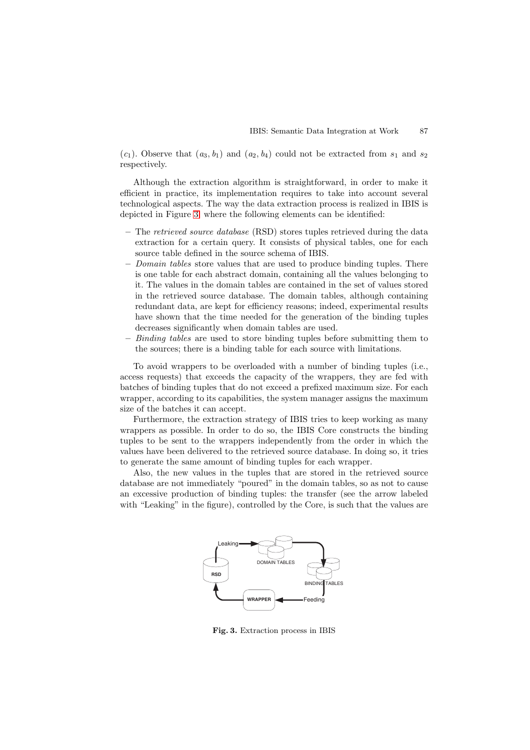($c_1$). Observe that $(a_3, b_1)$ and $(a_2, b_4)$ could not be extracted from $s_1$ and $s_2$ respectively.

Although the extraction algorithm is straightforward, in order to make it efficient in practice, its implementation requires to take into account several technological aspects. The way the data extraction process is realized in IBIS is depicted in Figure 3, where the following elements can be identified:

- The *retrieved source database* (RSD) stores tuples retrieved during the data extraction for a certain query. It consists of physical tables, one for each source table defined in the source schema of IBIS.
- *Domain tables* store values that are used to produce binding tuples. There is one table for each abstract domain, containing all the values belonging to it. The values in the domain tables are contained in the set of values stored in the retrieved source database. The domain tables, although containing redundant data, are kept for efficiency reasons; indeed, experimental results have shown that the time needed for the generation of the binding tuples decreases significantly when domain tables are used.
- *Binding tables* are used to store binding tuples before submitting them to the sources; there is a binding table for each source with limitations.

To avoid wrappers to be overloaded with a number of binding tuples (i.e., access requests) that exceeds the capacity of the wrappers, they are fed with batches of binding tuples that do not exceed a prefixed maximum size. For each wrapper, according to its capabilities, the system manager assigns the maximum size of the batches it can accept.

Furthermore, the extraction strategy of IBIS tries to keep working as many wrappers as possible. In order to do so, the IBIS Core constructs the binding tuples to be sent to the wrappers independently from the order in which the values have been delivered to the retrieved source database. In doing so, it tries to generate the same amount of binding tuples for each wrapper.

Also, the new values in the tuples that are stored in the retrieved source database are not immediately "poured" in the domain tables, so as not to cause an excessive production of binding tuples: the transfer (see the arrow labeled with "Leaking" in the figure), controlled by the Core, is such that the values are

**Fig. 3.** Extraction process in IBIS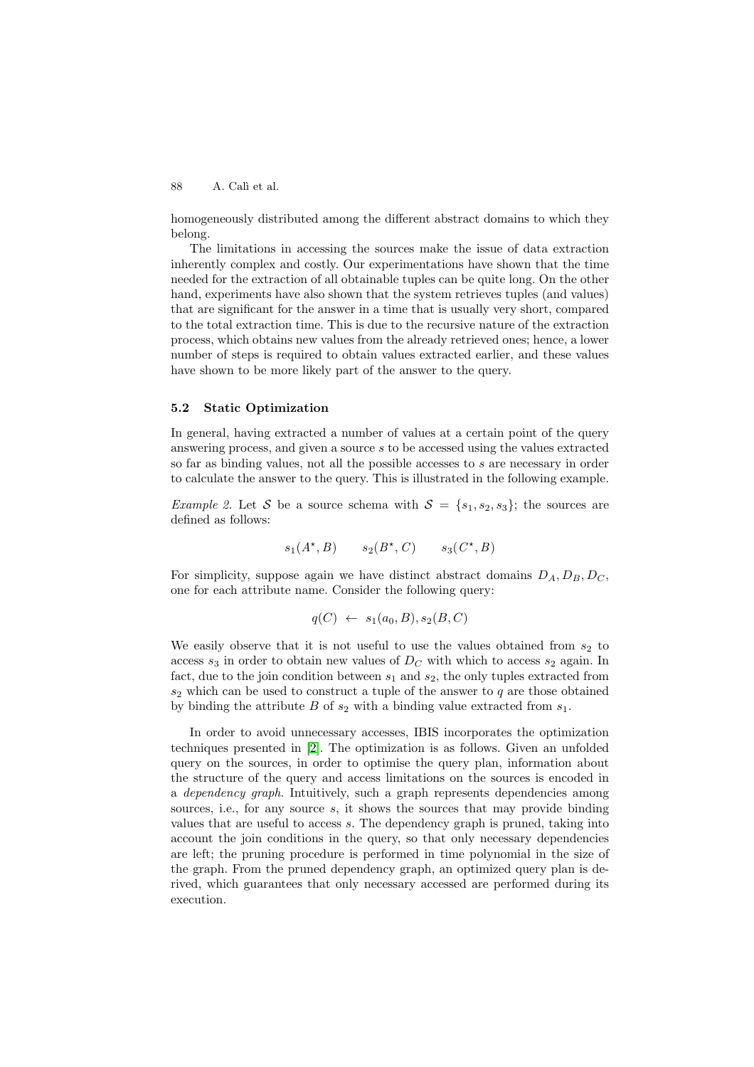homogeneously distributed among the different abstract domains to which they belong.

The limitations in accessing the sources make the issue of data extraction inherently complex and costly. Our experimentations have shown that the time needed for the extraction of all obtainable tuples can be quite long. On the other hand, experiments have also shown that the system retrieves tuples (and values) that are significant for the answer in a time that is usually very short, compared to the total extraction time. This is due to the recursive nature of the extraction process, which obtains new values from the already retrieved ones; hence, a lower number of steps is required to obtain values extracted earlier, and these values have shown to be more likely part of the answer to the query.

### 5.2 Static Optimization

In general, having extracted a number of values at a certain point of the query answering process, and given a source $s$ to be accessed using the values extracted so far as binding values, not all the possible accesses to $s$ are necessary in order to calculate the answer to the query. This is illustrated in the following example.

*Example 2.* Let $\mathcal{S}$ be a source schema with $\mathcal{S} = \{s_1, s_2, s_3\}$; the sources are defined as follows:

$$s_1(A^\star, B) \qquad s_2(B^\star, C) \qquad s_3(C^\star, B)$$

For simplicity, suppose again we have distinct abstract domains $D_A, D_B, D_C$, one for each attribute name. Consider the following query:

$$q(C) \leftarrow s_1(a_0, B), s_2(B, C)$$

We easily observe that it is not useful to use the values obtained from $s_2$ to access $s_3$ in order to obtain new values of $D_C$ with which to access $s_2$ again. In fact, due to the join condition between $s_1$ and $s_2$, the only tuples extracted from $s_2$ which can be used to construct a tuple of the answer to $q$ are those obtained by binding the attribute $B$ of $s_2$ with a binding value extracted from $s_1$.

In order to avoid unnecessary accesses, IBIS incorporates the optimization techniques presented in [2]. The optimization is as follows. Given an unfolded query on the sources, in order to optimise the query plan, information about the structure of the query and access limitations on the sources is encoded in a *dependency graph*. Intuitively, such a graph represents dependencies among sources, i.e., for any source $s$, it shows the sources that may provide binding values that are useful to access $s$. The dependency graph is pruned, taking into account the join conditions in the query, so that only necessary dependencies are left; the pruning procedure is performed in time polynomial in the size of the graph. From the pruned dependency graph, an optimized query plan is derived, which guarantees that only necessary accessed are performed during its execution.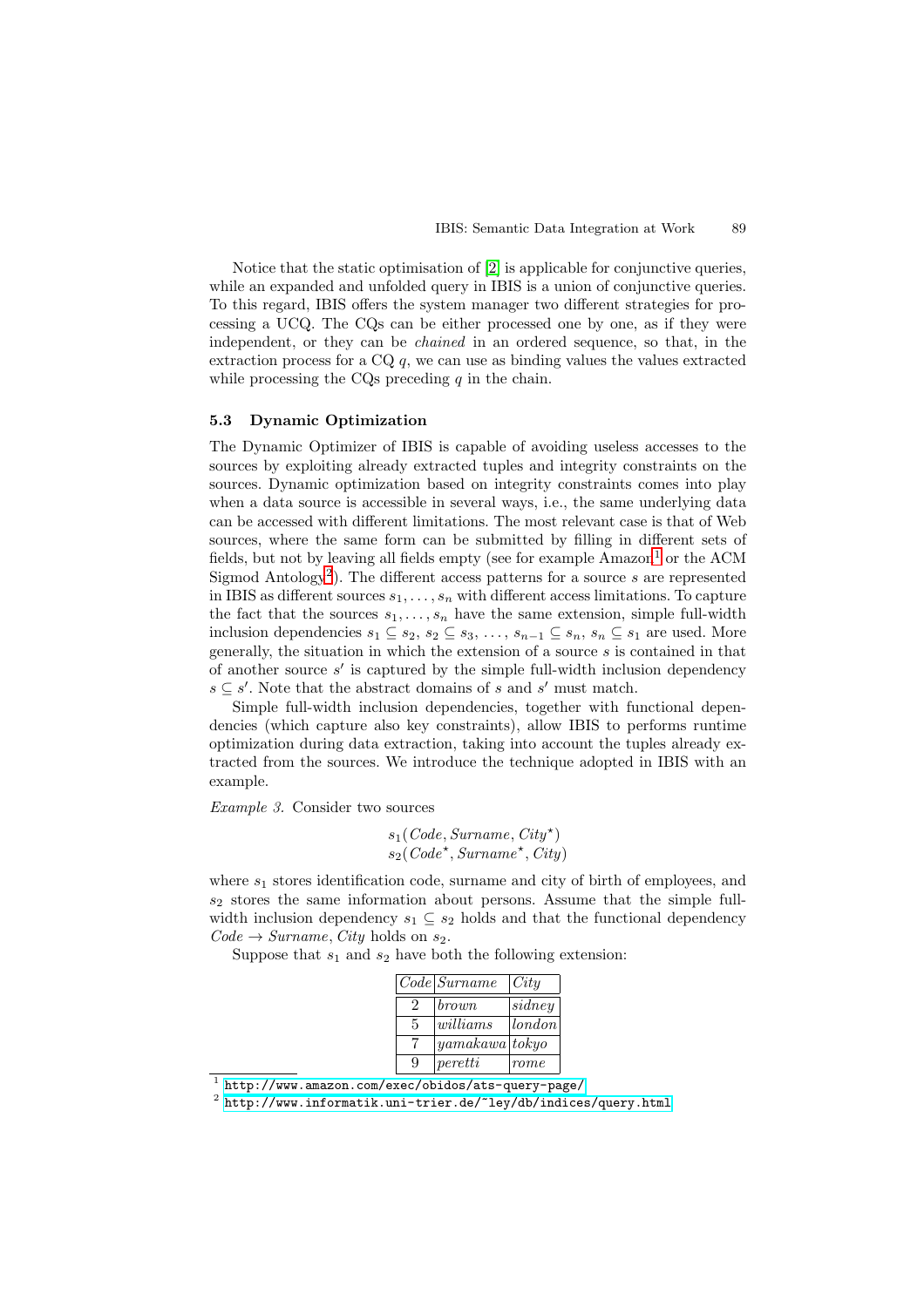Notice that the static optimisation of [2] is applicable for conjunctive queries, while an expanded and unfolded query in IBIS is a union of conjunctive queries. To this regard, IBIS offers the system manager two different strategies for processing a UCQ. The CQs can be either processed one by one, as if they were independent, or they can be *chained* in an ordered sequence, so that, in the extraction process for a CQ $q$, we can use as binding values the values extracted while processing the CQs preceding $q$ in the chain.

### 5.3 Dynamic Optimization

The Dynamic Optimizer of IBIS is capable of avoiding useless accesses to the sources by exploiting already extracted tuples and integrity constraints on the sources. Dynamic optimization based on integrity constraints comes into play when a data source is accessible in several ways, i.e., the same underlying data can be accessed with different limitations. The most relevant case is that of Web sources, where the same form can be submitted by filling in different sets of fields, but not by leaving all fields empty (see for example Amazon[1] or the ACM Sigmod Antology[2]). The different access patterns for a source $s$ are represented in IBIS as different sources $s_1, \ldots, s_n$ with different access limitations. To capture the fact that the sources $s_1, \ldots, s_n$ have the same extension, simple full-width inclusion dependencies $s_1 \subseteq s_2$, $s_2 \subseteq s_3$, $\ldots$, $s_{n-1} \subseteq s_n$, $s_n \subseteq s_1$ are used. More generally, the situation in which the extension of a source $s$ is contained in that of another source $s'$ is captured by the simple full-width inclusion dependency $s \subseteq s'$. Note that the abstract domains of $s$ and $s'$ must match.

Simple full-width inclusion dependencies, together with functional dependencies (which capture also key constraints), allow IBIS to performs runtime optimization during data extraction, taking into account the tuples already extracted from the sources. We introduce the technique adopted in IBIS with an example.

*Example 3.* Consider two sources

$$s_1(\mathit{Code}, \mathit{Surname}, \mathit{City}^\star)$$
$$s_2(\mathit{Code}^\star, \mathit{Surname}^\star, \mathit{City})$$

where $s_1$ stores identification code, surname and city of birth of employees, and $s_2$ stores the same information about persons. Assume that the simple full-width inclusion dependency $s_1 \subseteq s_2$ holds and that the functional dependency $\mathit{Code} \rightarrow \mathit{Surname}, \mathit{City}$ holds on $s_2$.

Suppose that $s_1$ and $s_2$ have both the following extension:

| *Code* | *Surname* | *City* |
|---|---|---|
| 2 | *brown* | *sidney* |
| 5 | *williams* | *london* |
| 7 | *yamakawa* | *tokyo* |
| 9 | *peretti* | *rome* |

[1] http://www.amazon.com/exec/obidos/ats-query-page/

[2] http://www.informatik.uni-trier.de/~ley/db/indices/query.html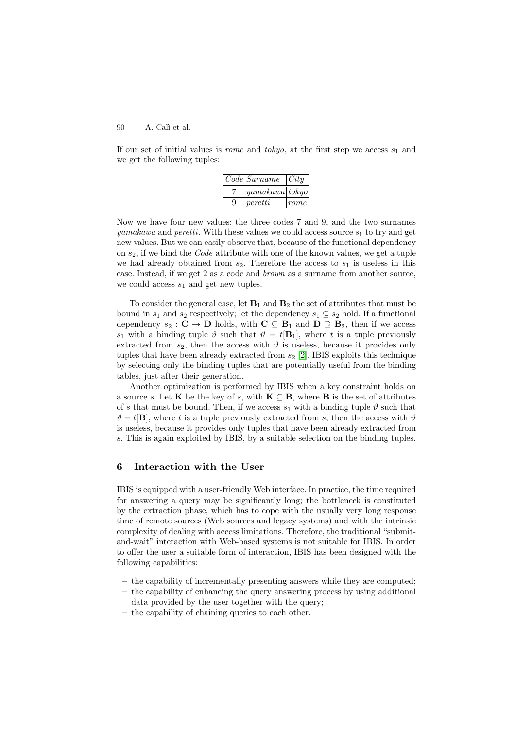If our set of initial values is *rome* and *tokyo*, at the first step we access $s_1$ and we get the following tuples:

| *Code* | *Surname* | *City* |
|---|---|---|
| 7 | *yamakawa* | *tokyo* |
| 9 | *peretti* | *rome* |

Now we have four new values: the three codes 7 and 9, and the two surnames *yamakawa* and *peretti*. With these values we could access source $s_1$ to try and get new values. But we can easily observe that, because of the functional dependency on $s_2$, if we bind the *Code* attribute with one of the known values, we get a tuple we had already obtained from $s_2$. Therefore the access to $s_1$ is useless in this case. Instead, if we get 2 as a code and *brown* as a surname from another source, we could access $s_1$ and get new tuples.

To consider the general case, let $\mathbf{B}_1$ and $\mathbf{B}_2$ the set of attributes that must be bound in $s_1$ and $s_2$ respectively; let the dependency $s_1 \subseteq s_2$ hold. If a functional dependency $s_2 : \mathbf{C} \rightarrow \mathbf{D}$ holds, with $\mathbf{C} \subseteq \mathbf{B}_1$ and $\mathbf{D} \supseteq \mathbf{B}_2$, then if we access $s_1$ with a binding tuple $\vartheta$ such that $\vartheta = t[\mathbf{B}_1]$, where $t$ is a tuple previously extracted from $s_2$, then the access with $\vartheta$ is useless, because it provides only tuples that have been already extracted from $s_2$ [2]. IBIS exploits this technique by selecting only the binding tuples that are potentially useful from the binding tables, just after their generation.

Another optimization is performed by IBIS when a key constraint holds on a source $s$. Let $\mathbf{K}$ be the key of $s$, with $\mathbf{K} \subseteq \mathbf{B}$, where $\mathbf{B}$ is the set of attributes of $s$ that must be bound. Then, if we access $s_1$ with a binding tuple $\vartheta$ such that $\vartheta = t[\mathbf{B}]$, where $t$ is a tuple previously extracted from $s$, then the access with $\vartheta$ is useless, because it provides only tuples that have been already extracted from $s$. This is again exploited by IBIS, by a suitable selection on the binding tuples.

## 6 Interaction with the User

IBIS is equipped with a user-friendly Web interface. In practice, the time required for answering a query may be significantly long; the bottleneck is constituted by the extraction phase, which has to cope with the usually very long response time of remote sources (Web sources and legacy systems) and with the intrinsic complexity of dealing with access limitations. Therefore, the traditional "submit-and-wait" interaction with Web-based systems is not suitable for IBIS. In order to offer the user a suitable form of interaction, IBIS has been designed with the following capabilities:

- the capability of incrementally presenting answers while they are computed;
- the capability of enhancing the query answering process by using additional data provided by the user together with the query;
- the capability of chaining queries to each other.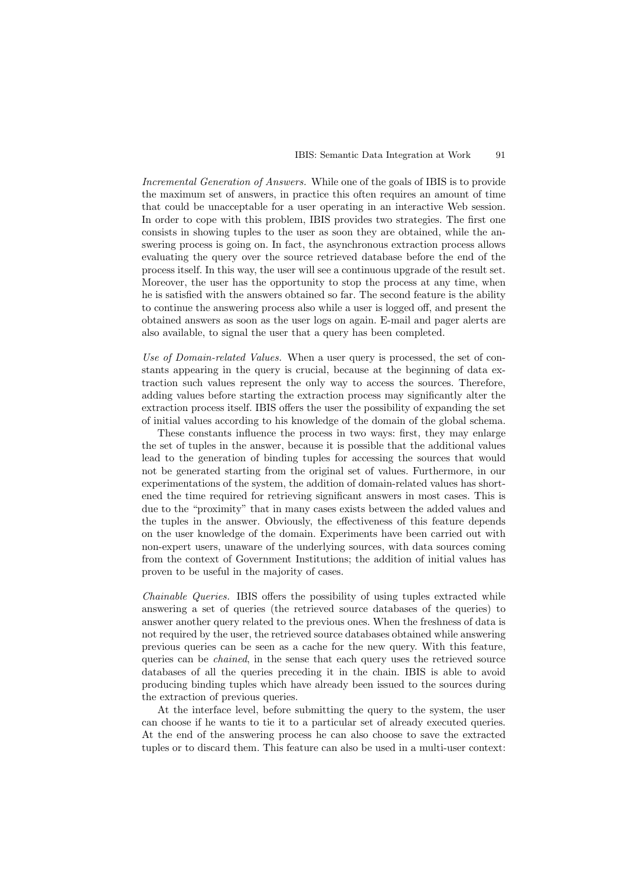*Incremental Generation of Answers.* While one of the goals of IBIS is to provide the maximum set of answers, in practice this often requires an amount of time that could be unacceptable for a user operating in an interactive Web session. In order to cope with this problem, IBIS provides two strategies. The first one consists in showing tuples to the user as soon they are obtained, while the answering process is going on. In fact, the asynchronous extraction process allows evaluating the query over the source retrieved database before the end of the process itself. In this way, the user will see a continuous upgrade of the result set. Moreover, the user has the opportunity to stop the process at any time, when he is satisfied with the answers obtained so far. The second feature is the ability to continue the answering process also while a user is logged off, and present the obtained answers as soon as the user logs on again. E-mail and pager alerts are also available, to signal the user that a query has been completed.

*Use of Domain-related Values.* When a user query is processed, the set of constants appearing in the query is crucial, because at the beginning of data extraction such values represent the only way to access the sources. Therefore, adding values before starting the extraction process may significantly alter the extraction process itself. IBIS offers the user the possibility of expanding the set of initial values according to his knowledge of the domain of the global schema.

These constants influence the process in two ways: first, they may enlarge the set of tuples in the answer, because it is possible that the additional values lead to the generation of binding tuples for accessing the sources that would not be generated starting from the original set of values. Furthermore, in our experimentations of the system, the addition of domain-related values has shortened the time required for retrieving significant answers in most cases. This is due to the "proximity" that in many cases exists between the added values and the tuples in the answer. Obviously, the effectiveness of this feature depends on the user knowledge of the domain. Experiments have been carried out with non-expert users, unaware of the underlying sources, with data sources coming from the context of Government Institutions; the addition of initial values has proven to be useful in the majority of cases.

*Chainable Queries.* IBIS offers the possibility of using tuples extracted while answering a set of queries (the retrieved source databases of the queries) to answer another query related to the previous ones. When the freshness of data is not required by the user, the retrieved source databases obtained while answering previous queries can be seen as a cache for the new query. With this feature, queries can be *chained*, in the sense that each query uses the retrieved source databases of all the queries preceding it in the chain. IBIS is able to avoid producing binding tuples which have already been issued to the sources during the extraction of previous queries.

At the interface level, before submitting the query to the system, the user can choose if he wants to tie it to a particular set of already executed queries. At the end of the answering process he can also choose to save the extracted tuples or to discard them. This feature can also be used in a multi-user context: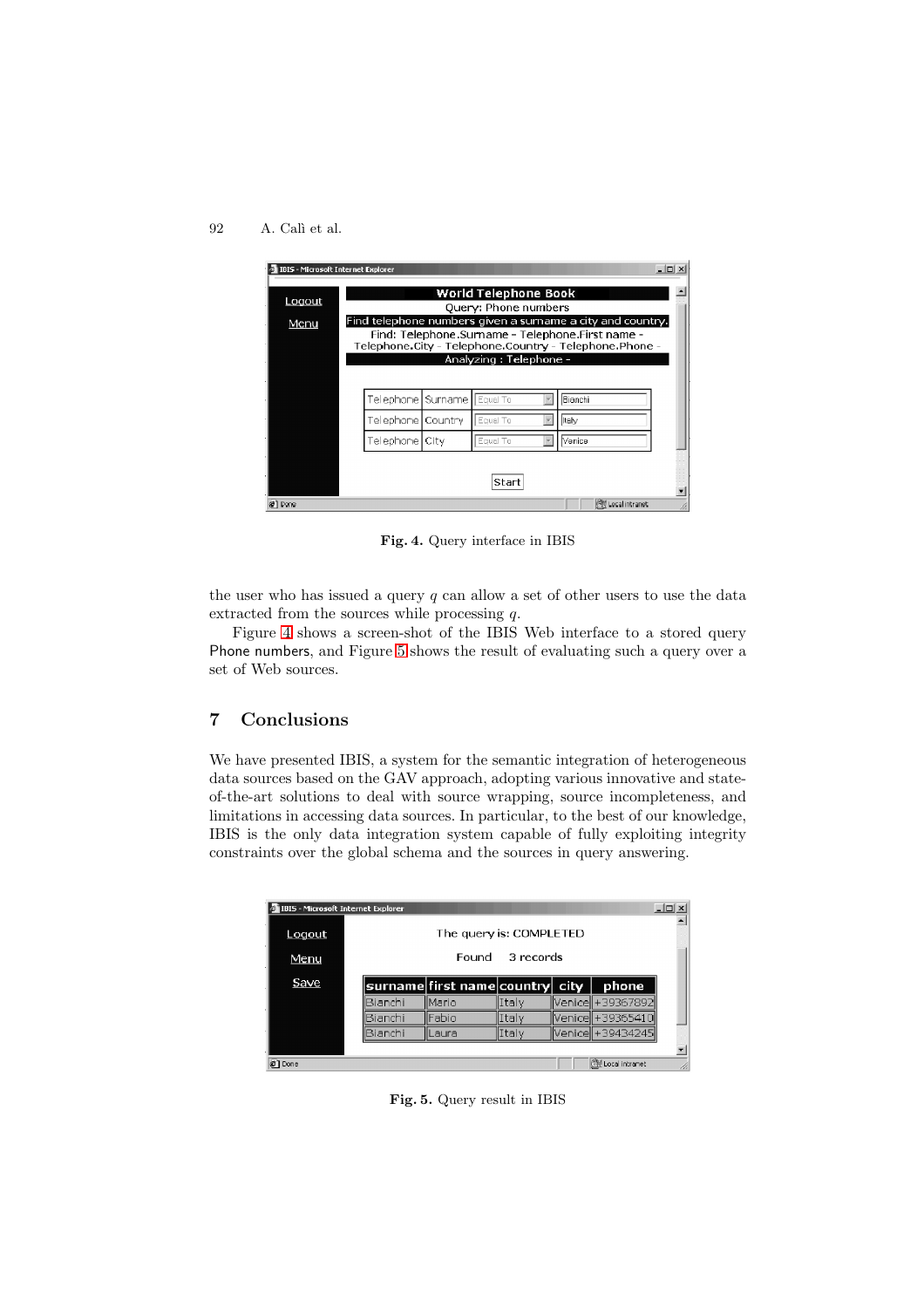Fig. 4. Query interface in IBIS

the user who has issued a query $q$ can allow a set of other users to use the data extracted from the sources while processing $q$.

Figure 4 shows a screen-shot of the IBIS Web interface to a stored query Phone numbers, and Figure 5 shows the result of evaluating such a query over a set of Web sources.

## 7 Conclusions

We have presented IBIS, a system for the semantic integration of heterogeneous data sources based on the GAV approach, adopting various innovative and state-of-the-art solutions to deal with source wrapping, source incompleteness, and limitations in accessing data sources. In particular, to the best of our knowledge, IBIS is the only data integration system capable of fully exploiting integrity constraints over the global schema and the sources in query answering.

Fig. 5. Query result in IBIS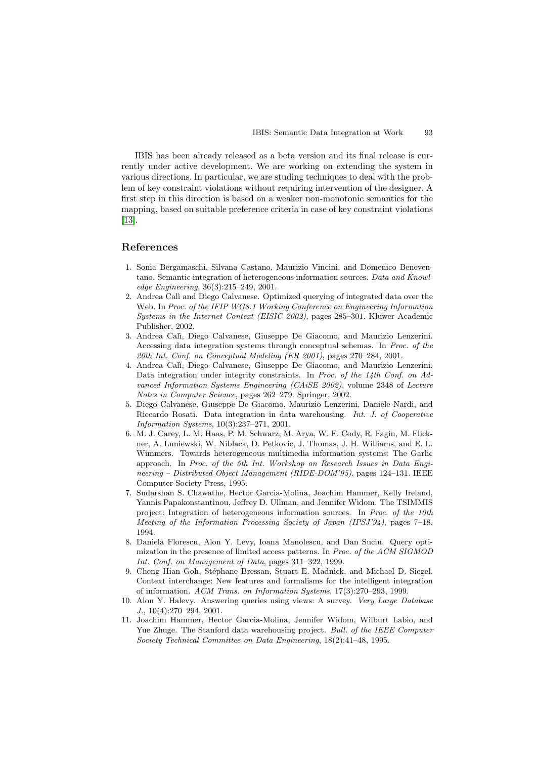IBIS has been already released as a beta version and its final release is currently under active development. We are working on extending the system in various directions. In particular, we are studing techniques to deal with the problem of key constraint violations without requiring intervention of the designer. A first step in this direction is based on a weaker non-monotonic semantics for the mapping, based on suitable preference criteria in case of key constraint violations [13].

## References

1. Sonia Bergamaschi, Silvana Castano, Maurizio Vincini, and Domenico Beneventano. Semantic integration of heterogeneous information sources. *Data and Knowledge Engineering*, 36(3):215–249, 2001.
2. Andrea Calì and Diego Calvanese. Optimized querying of integrated data over the Web. In *Proc. of the IFIP WG8.1 Working Conference on Engineering Information Systems in the Internet Context (EISIC 2002)*, pages 285–301. Kluwer Academic Publisher, 2002.
3. Andrea Calì, Diego Calvanese, Giuseppe De Giacomo, and Maurizio Lenzerini. Accessing data integration systems through conceptual schemas. In *Proc. of the 20th Int. Conf. on Conceptual Modeling (ER 2001)*, pages 270–284, 2001.
4. Andrea Calì, Diego Calvanese, Giuseppe De Giacomo, and Maurizio Lenzerini. Data integration under integrity constraints. In *Proc. of the 14th Conf. on Advanced Information Systems Engineering (CAiSE 2002)*, volume 2348 of *Lecture Notes in Computer Science*, pages 262–279. Springer, 2002.
5. Diego Calvanese, Giuseppe De Giacomo, Maurizio Lenzerini, Daniele Nardi, and Riccardo Rosati. Data integration in data warehousing. *Int. J. of Cooperative Information Systems*, 10(3):237–271, 2001.
6. M. J. Carey, L. M. Haas, P. M. Schwarz, M. Arya, W. F. Cody, R. Fagin, M. Flickner, A. Luniewski, W. Niblack, D. Petkovic, J. Thomas, J. H. Williams, and E. L. Wimmers. Towards heterogeneous multimedia information systems: The Garlic approach. In *Proc. of the 5th Int. Workshop on Research Issues in Data Engineering – Distributed Object Management (RIDE-DOM'95)*, pages 124–131. IEEE Computer Society Press, 1995.
7. Sudarshan S. Chawathe, Hector Garcia-Molina, Joachim Hammer, Kelly Ireland, Yannis Papakonstantinou, Jeffrey D. Ullman, and Jennifer Widom. The TSIMMIS project: Integration of heterogeneous information sources. In *Proc. of the 10th Meeting of the Information Processing Society of Japan (IPSJ'94)*, pages 7–18, 1994.
8. Daniela Florescu, Alon Y. Levy, Ioana Manolescu, and Dan Suciu. Query optimization in the presence of limited access patterns. In *Proc. of the ACM SIGMOD Int. Conf. on Management of Data*, pages 311–322, 1999.
9. Cheng Hian Goh, Stéphane Bressan, Stuart E. Madnick, and Michael D. Siegel. Context interchange: New features and formalisms for the intelligent integration of information. *ACM Trans. on Information Systems*, 17(3):270–293, 1999.
10. Alon Y. Halevy. Answering queries using views: A survey. *Very Large Database J.*, 10(4):270–294, 2001.
11. Joachim Hammer, Hector Garcia-Molina, Jennifer Widom, Wilburt Labio, and Yue Zhuge. The Stanford data warehousing project. *Bull. of the IEEE Computer Society Technical Committee on Data Engineering*, 18(2):41–48, 1995.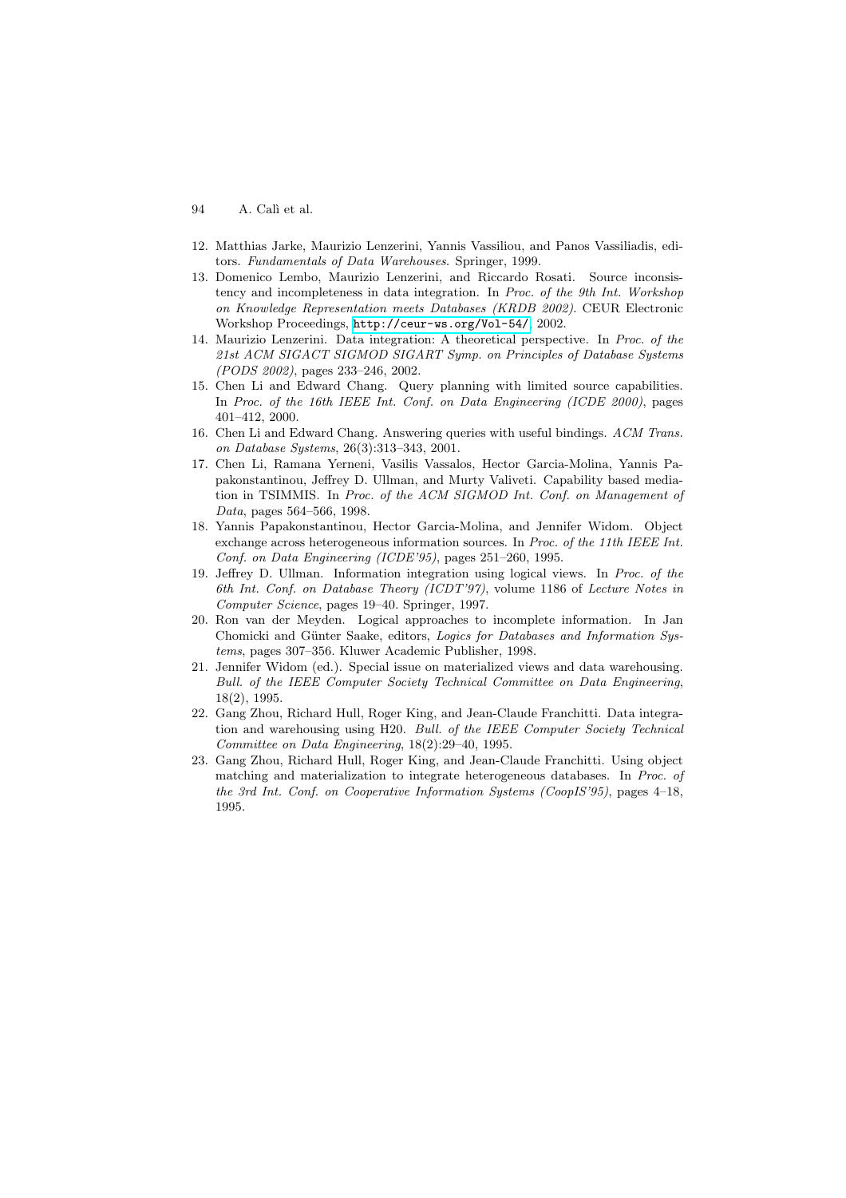12. Matthias Jarke, Maurizio Lenzerini, Yannis Vassiliou, and Panos Vassiliadis, editors. *Fundamentals of Data Warehouses*. Springer, 1999.
13. Domenico Lembo, Maurizio Lenzerini, and Riccardo Rosati. Source inconsistency and incompleteness in data integration. In *Proc. of the 9th Int. Workshop on Knowledge Representation meets Databases (KRDB 2002)*. CEUR Electronic Workshop Proceedings, http://ceur-ws.org/Vol-54/, 2002.
14. Maurizio Lenzerini. Data integration: A theoretical perspective. In *Proc. of the 21st ACM SIGACT SIGMOD SIGART Symp. on Principles of Database Systems (PODS 2002)*, pages 233–246, 2002.
15. Chen Li and Edward Chang. Query planning with limited source capabilities. In *Proc. of the 16th IEEE Int. Conf. on Data Engineering (ICDE 2000)*, pages 401–412, 2000.
16. Chen Li and Edward Chang. Answering queries with useful bindings. *ACM Trans. on Database Systems*, 26(3):313–343, 2001.
17. Chen Li, Ramana Yerneni, Vasilis Vassalos, Hector Garcia-Molina, Yannis Papakonstantinou, Jeffrey D. Ullman, and Murty Valiveti. Capability based mediation in TSIMMIS. In *Proc. of the ACM SIGMOD Int. Conf. on Management of Data*, pages 564–566, 1998.
18. Yannis Papakonstantinou, Hector Garcia-Molina, and Jennifer Widom. Object exchange across heterogeneous information sources. In *Proc. of the 11th IEEE Int. Conf. on Data Engineering (ICDE'95)*, pages 251–260, 1995.
19. Jeffrey D. Ullman. Information integration using logical views. In *Proc. of the 6th Int. Conf. on Database Theory (ICDT'97)*, volume 1186 of *Lecture Notes in Computer Science*, pages 19–40. Springer, 1997.
20. Ron van der Meyden. Logical approaches to incomplete information. In Jan Chomicki and Günter Saake, editors, *Logics for Databases and Information Systems*, pages 307–356. Kluwer Academic Publisher, 1998.
21. Jennifer Widom (ed.). Special issue on materialized views and data warehousing. *Bull. of the IEEE Computer Society Technical Committee on Data Engineering*, 18(2), 1995.
22. Gang Zhou, Richard Hull, Roger King, and Jean-Claude Franchitti. Data integration and warehousing using H20. *Bull. of the IEEE Computer Society Technical Committee on Data Engineering*, 18(2):29–40, 1995.
23. Gang Zhou, Richard Hull, Roger King, and Jean-Claude Franchitti. Using object matching and materialization to integrate heterogeneous databases. In *Proc. of the 3rd Int. Conf. on Cooperative Information Systems (CoopIS'95)*, pages 4–18, 1995.